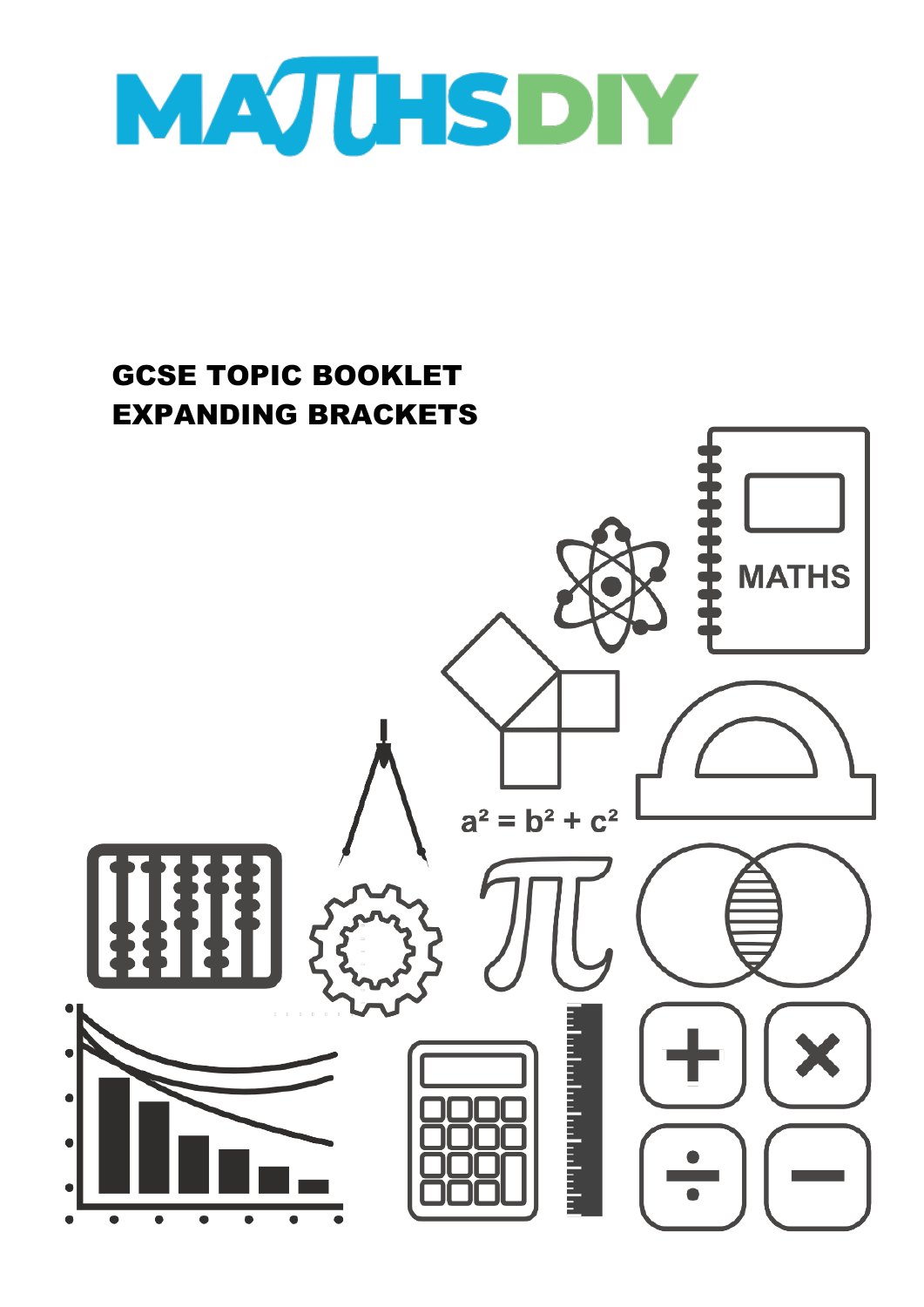# MATHSDIY

## GCSE TOPIC BOOKLET
## EXPANDING BRACKETS

$a^2 = b^2 + c^2$

MATHS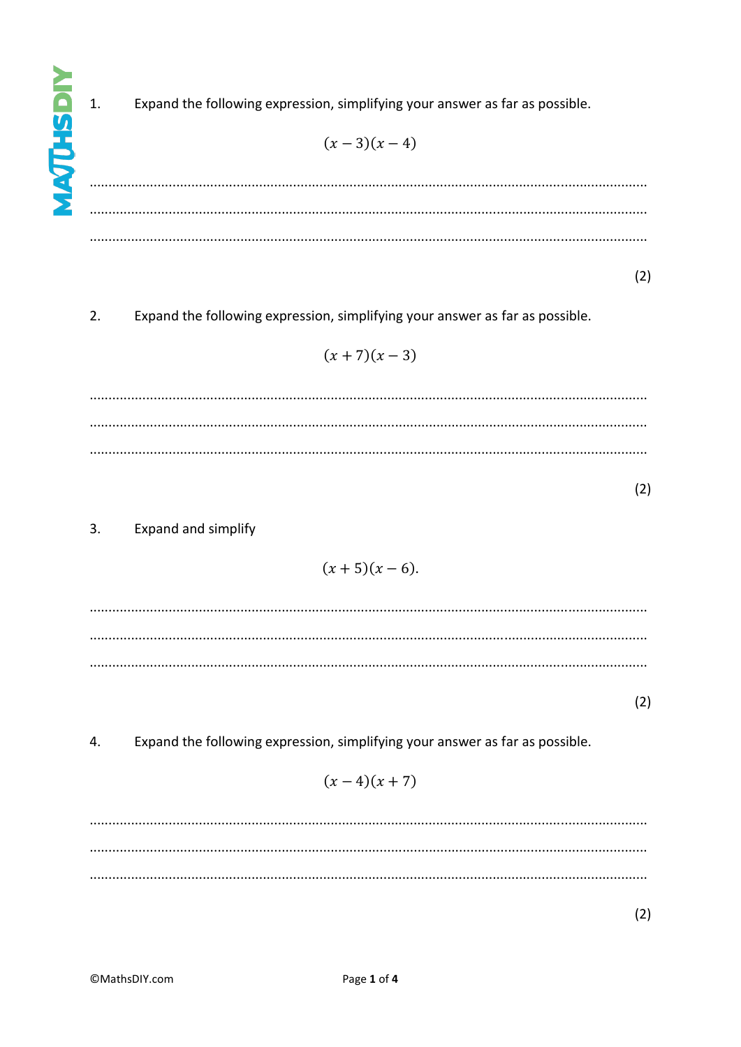1. Expand the following expression, simplifying your answer as far as possible.

$$(x - 3)(x - 4)$$

..............................................................................................................................................

..............................................................................................................................................

..............................................................................................................................................

(2)

2. Expand the following expression, simplifying your answer as far as possible.

$$(x + 7)(x - 3)$$

..............................................................................................................................................

..............................................................................................................................................

..............................................................................................................................................

(2)

3. Expand and simplify

$$(x + 5)(x - 6).$$

..............................................................................................................................................

..............................................................................................................................................

..............................................................................................................................................

(2)

4. Expand the following expression, simplifying your answer as far as possible.

$$(x - 4)(x + 7)$$

..............................................................................................................................................

..............................................................................................................................................

..............................................................................................................................................

(2)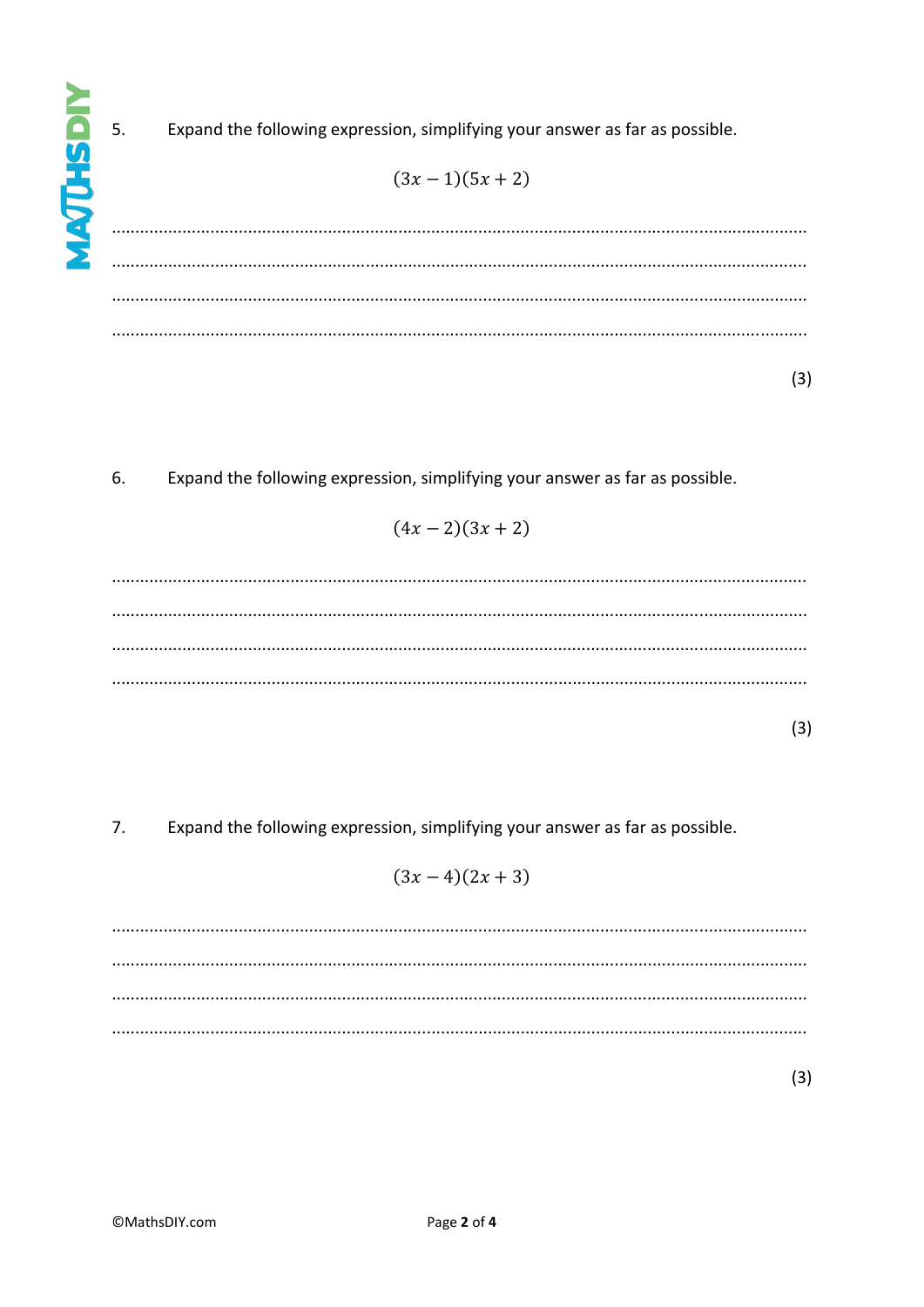5. Expand the following expression, simplifying your answer as far as possible.

$$(3x - 1)(5x + 2)$$

.......................................................................................................................................................

.......................................................................................................................................................

.......................................................................................................................................................

.......................................................................................................................................................

(3)

6. Expand the following expression, simplifying your answer as far as possible.

$$(4x - 2)(3x + 2)$$

.......................................................................................................................................................

.......................................................................................................................................................

.......................................................................................................................................................

.......................................................................................................................................................

(3)

7. Expand the following expression, simplifying your answer as far as possible.

$$(3x - 4)(2x + 3)$$

.......................................................................................................................................................

.......................................................................................................................................................

.......................................................................................................................................................

.......................................................................................................................................................

(3)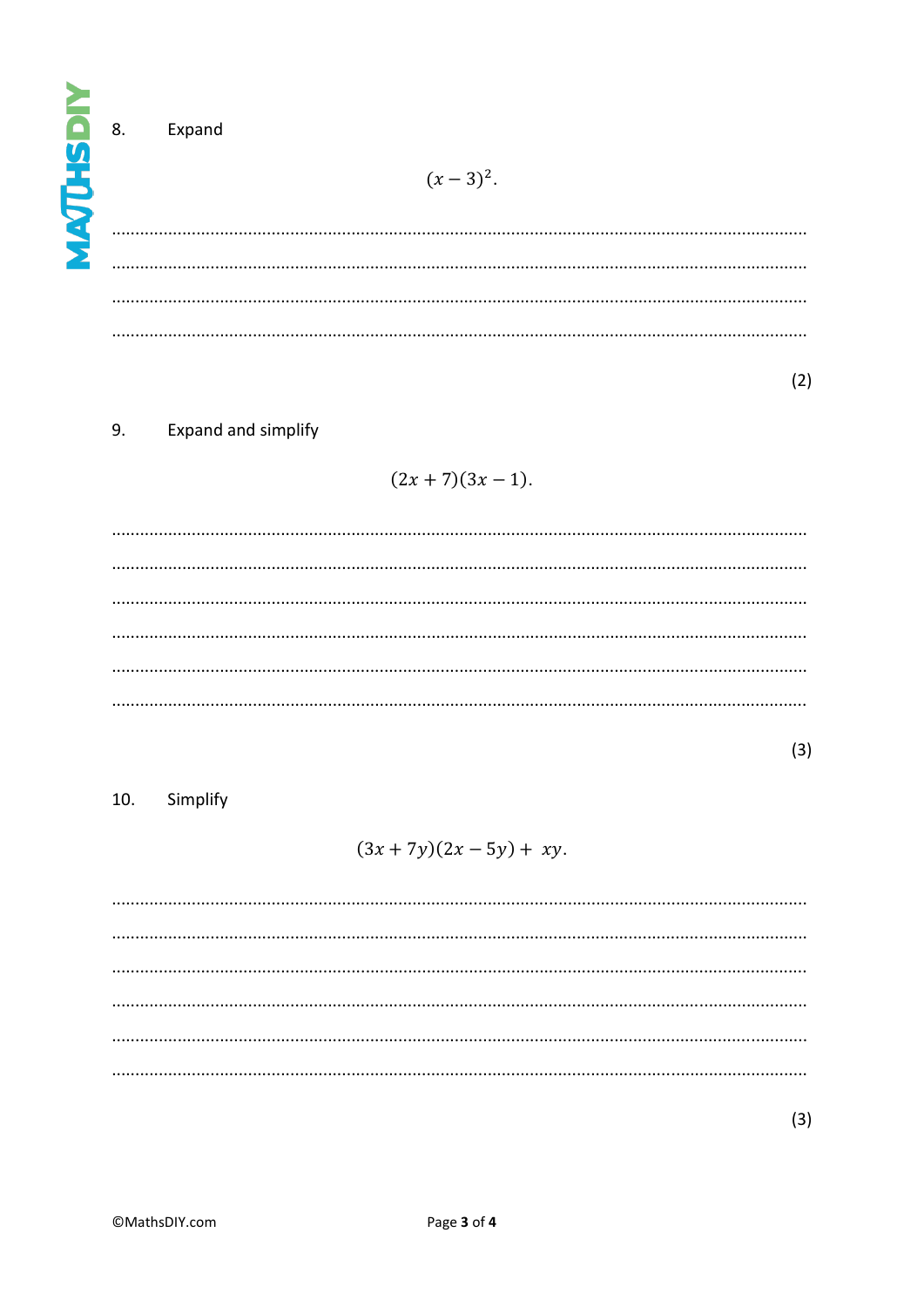8. Expand

$$(x - 3)^2.$$

(2)

9. Expand and simplify

$$(2x + 7)(3x - 1).$$

(3)

10. Simplify

$$(3x + 7y)(2x - 5y) + xy.$$

(3)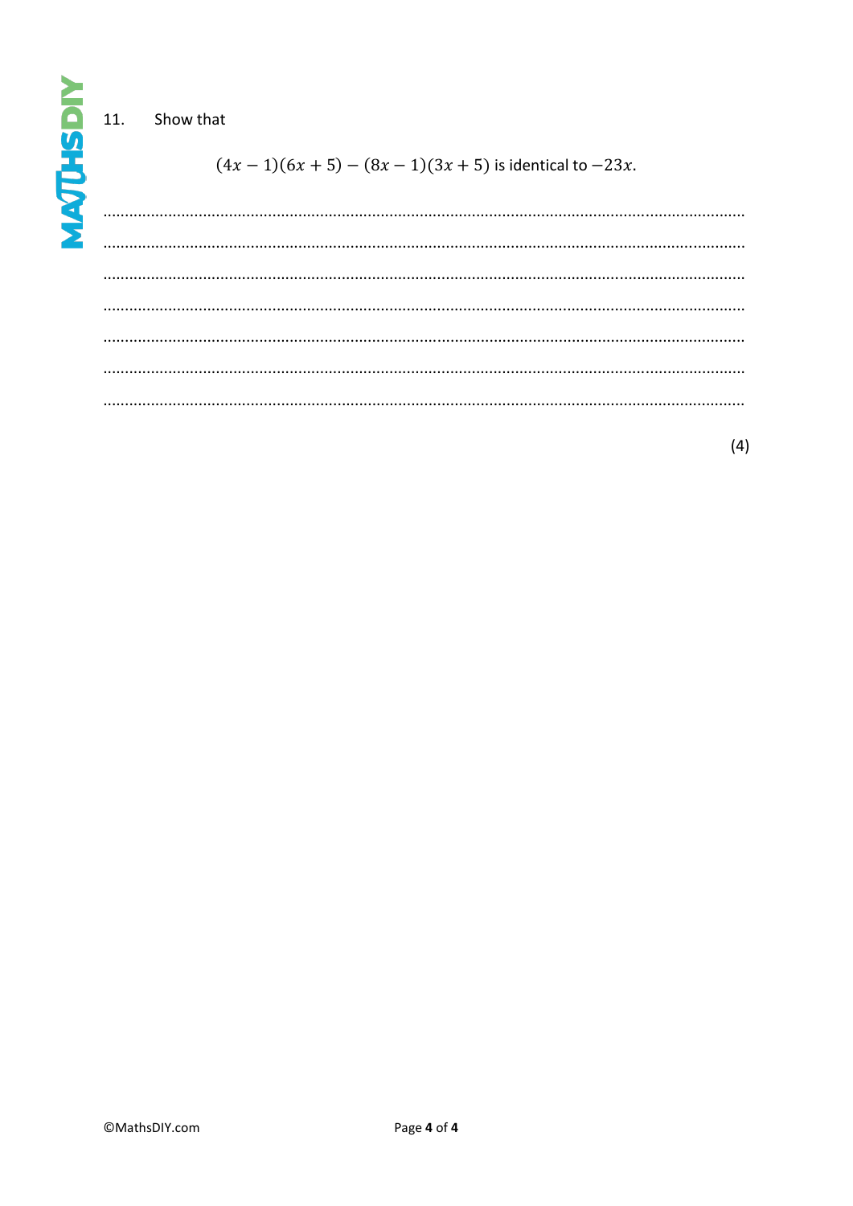11. Show that

$$(4x - 1)(6x + 5) - (8x - 1)(3x + 5) \text{ is identical to } -23x.$$

..........................................................................................................................................

..........................................................................................................................................

..........................................................................................................................................

..........................................................................................................................................

..........................................................................................................................................

..........................................................................................................................................

..........................................................................................................................................

(4)